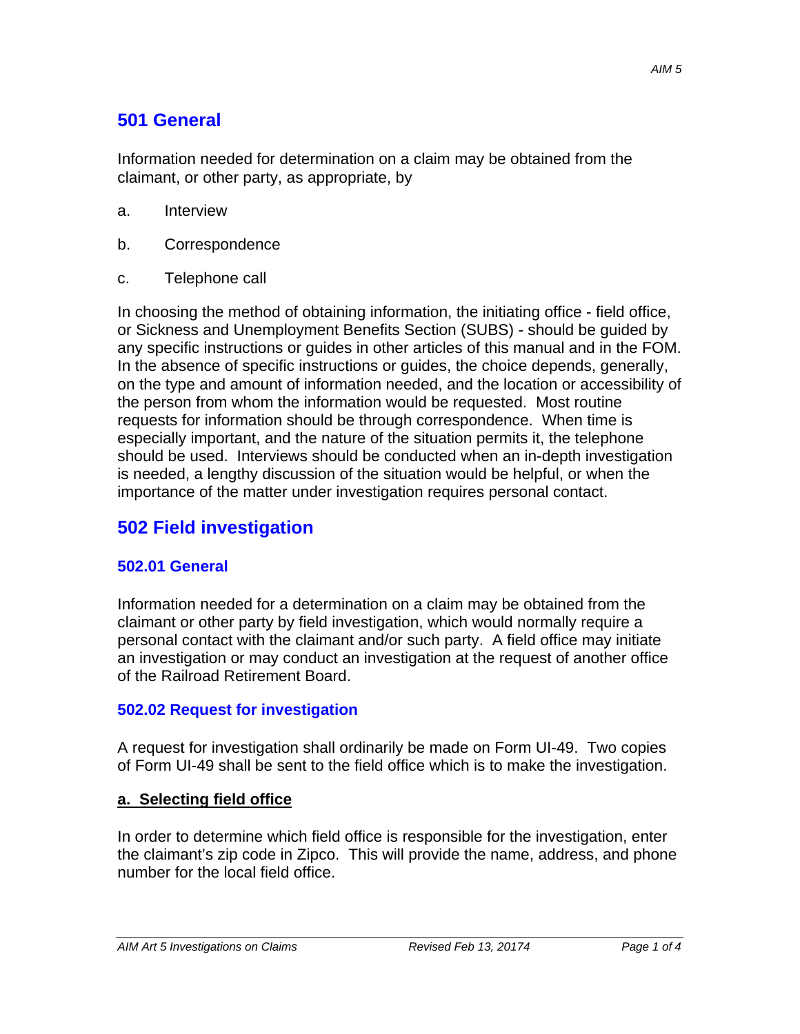## 501 General

Information needed for determination on a claim may be obtained from the claimant, or other party, as appropriate, by

a. Interview

b. Correspondence

c. Telephone call

In choosing the method of obtaining information, the initiating office - field office, or Sickness and Unemployment Benefits Section (SUBS) - should be guided by any specific instructions or guides in other articles of this manual and in the FOM. In the absence of specific instructions or guides, the choice depends, generally, on the type and amount of information needed, and the location or accessibility of the person from whom the information would be requested. Most routine requests for information should be through correspondence. When time is especially important, and the nature of the situation permits it, the telephone should be used. Interviews should be conducted when an in-depth investigation is needed, a lengthy discussion of the situation would be helpful, or when the importance of the matter under investigation requires personal contact.

## 502 Field investigation

### 502.01 General

Information needed for a determination on a claim may be obtained from the claimant or other party by field investigation, which would normally require a personal contact with the claimant and/or such party. A field office may initiate an investigation or may conduct an investigation at the request of another office of the Railroad Retirement Board.

### 502.02 Request for investigation

A request for investigation shall ordinarily be made on Form UI-49. Two copies of Form UI-49 shall be sent to the field office which is to make the investigation.

**a. Selecting field office**

In order to determine which field office is responsible for the investigation, enter the claimant's zip code in Zipco. This will provide the name, address, and phone number for the local field office.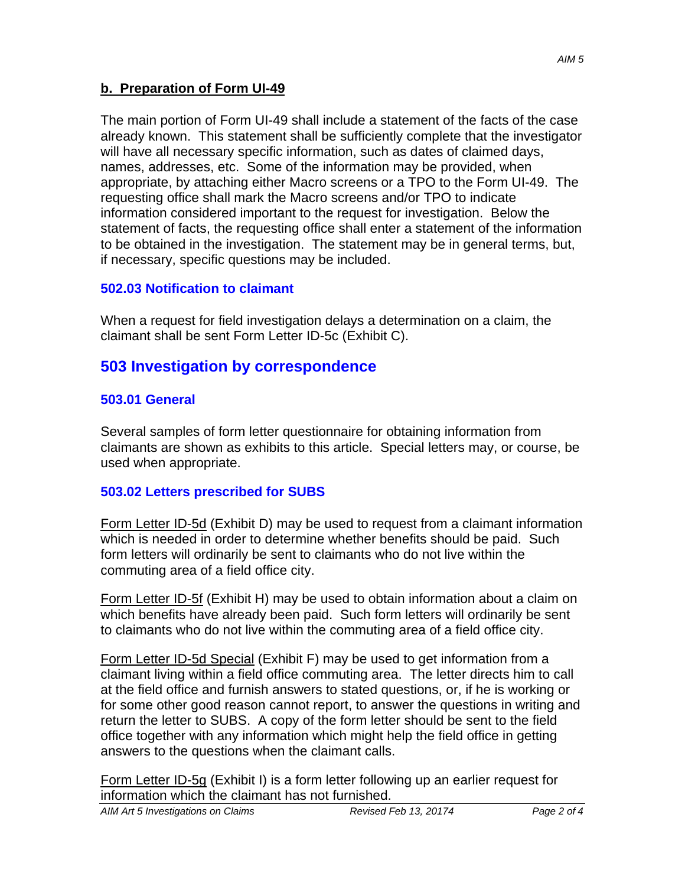### b. Preparation of Form UI-49

The main portion of Form UI-49 shall include a statement of the facts of the case already known. This statement shall be sufficiently complete that the investigator will have all necessary specific information, such as dates of claimed days, names, addresses, etc. Some of the information may be provided, when appropriate, by attaching either Macro screens or a TPO to the Form UI-49. The requesting office shall mark the Macro screens and/or TPO to indicate information considered important to the request for investigation. Below the statement of facts, the requesting office shall enter a statement of the information to be obtained in the investigation. The statement may be in general terms, but, if necessary, specific questions may be included.

### 502.03 Notification to claimant

When a request for field investigation delays a determination on a claim, the claimant shall be sent Form Letter ID-5c (Exhibit C).

## 503 Investigation by correspondence

### 503.01 General

Several samples of form letter questionnaire for obtaining information from claimants are shown as exhibits to this article. Special letters may, or course, be used when appropriate.

### 503.02 Letters prescribed for SUBS

Form Letter ID-5d (Exhibit D) may be used to request from a claimant information which is needed in order to determine whether benefits should be paid. Such form letters will ordinarily be sent to claimants who do not live within the commuting area of a field office city.

Form Letter ID-5f (Exhibit H) may be used to obtain information about a claim on which benefits have already been paid. Such form letters will ordinarily be sent to claimants who do not live within the commuting area of a field office city.

Form Letter ID-5d Special (Exhibit F) may be used to get information from a claimant living within a field office commuting area. The letter directs him to call at the field office and furnish answers to stated questions, or, if he is working or for some other good reason cannot report, to answer the questions in writing and return the letter to SUBS. A copy of the form letter should be sent to the field office together with any information which might help the field office in getting answers to the questions when the claimant calls.

Form Letter ID-5g (Exhibit I) is a form letter following up an earlier request for information which the claimant has not furnished.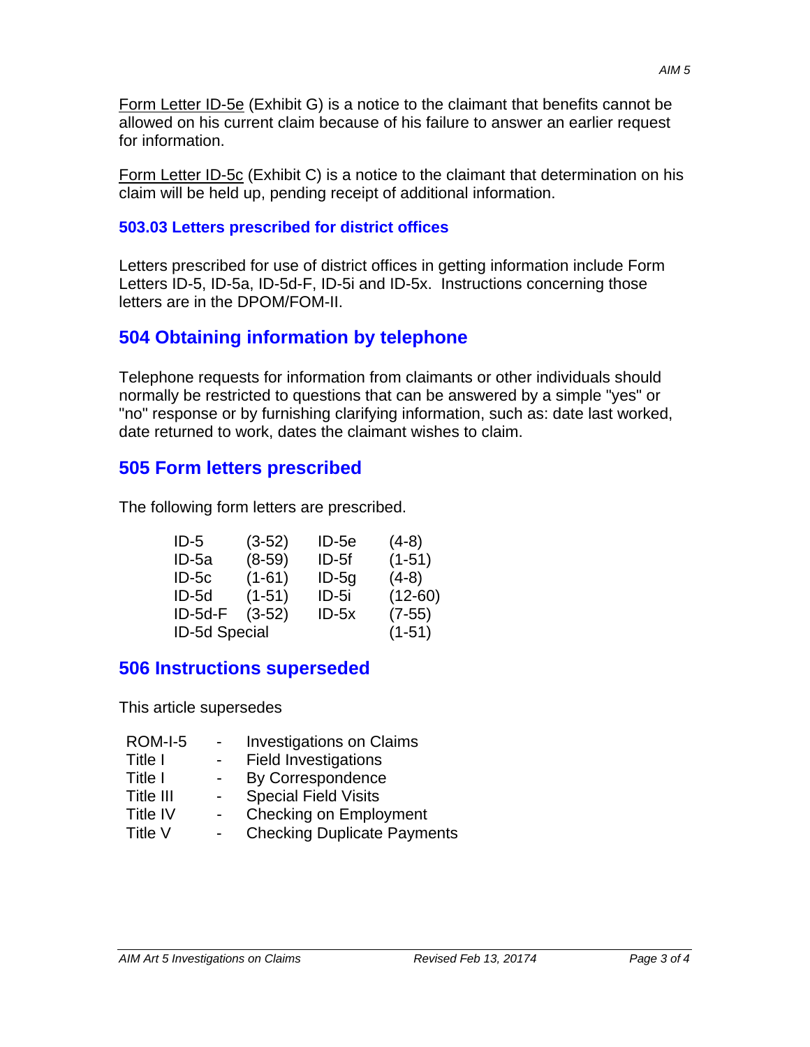Form Letter ID-5e (Exhibit G) is a notice to the claimant that benefits cannot be allowed on his current claim because of his failure to answer an earlier request for information.

Form Letter ID-5c (Exhibit C) is a notice to the claimant that determination on his claim will be held up, pending receipt of additional information.

### 503.03 Letters prescribed for district offices

Letters prescribed for use of district offices in getting information include Form Letters ID-5, ID-5a, ID-5d-F, ID-5i and ID-5x. Instructions concerning those letters are in the DPOM/FOM-II.

## 504 Obtaining information by telephone

Telephone requests for information from claimants or other individuals should normally be restricted to questions that can be answered by a simple "yes" or "no" response or by furnishing clarifying information, such as: date last worked, date returned to work, dates the claimant wishes to claim.

## 505 Form letters prescribed

The following form letters are prescribed.

| | | | |
|---|---|---|---|
| ID-5 | (3-52) | ID-5e | (4-8) |
| ID-5a | (8-59) | ID-5f | (1-51) |
| ID-5c | (1-61) | ID-5g | (4-8) |
| ID-5d | (1-51) | ID-5i | (12-60) |
| ID-5d-F | (3-52) | ID-5x | (7-55) |
| ID-5d Special | | | (1-51) |

## 506 Instructions superseded

This article supersedes

| | | |
|---|---|---|
| ROM-I-5 | - | Investigations on Claims |
| Title I | - | Field Investigations |
| Title I | - | By Correspondence |
| Title III | - | Special Field Visits |
| Title IV | - | Checking on Employment |
| Title V | - | Checking Duplicate Payments |